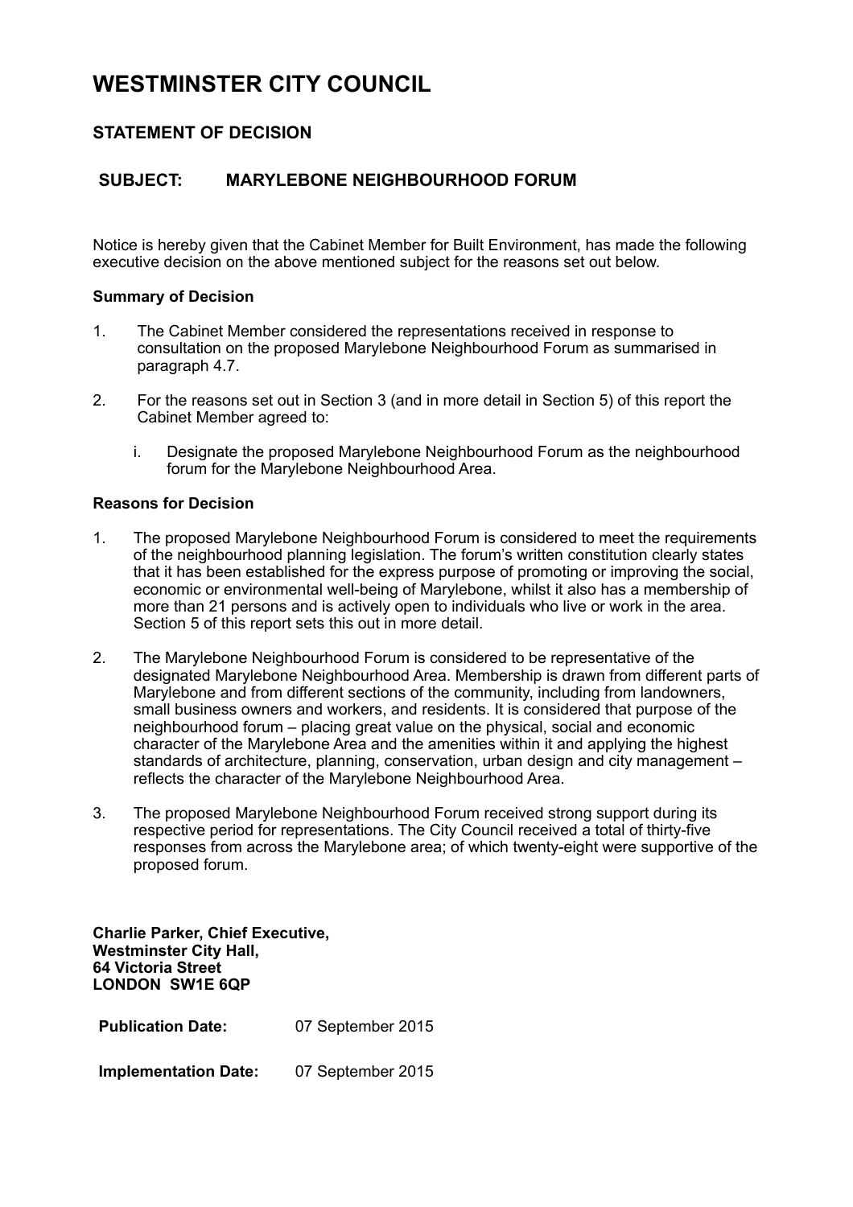# WESTMINSTER CITY COUNCIL

## STATEMENT OF DECISION

## SUBJECT: MARYLEBONE NEIGHBOURHOOD FORUM

Notice is hereby given that the Cabinet Member for Built Environment, has made the following executive decision on the above mentioned subject for the reasons set out below.

### Summary of Decision

1. The Cabinet Member considered the representations received in response to consultation on the proposed Marylebone Neighbourhood Forum as summarised in paragraph 4.7.

2. For the reasons set out in Section 3 (and in more detail in Section 5) of this report the Cabinet Member agreed to:

   i. Designate the proposed Marylebone Neighbourhood Forum as the neighbourhood forum for the Marylebone Neighbourhood Area.

### Reasons for Decision

1. The proposed Marylebone Neighbourhood Forum is considered to meet the requirements of the neighbourhood planning legislation. The forum's written constitution clearly states that it has been established for the express purpose of promoting or improving the social, economic or environmental well-being of Marylebone, whilst it also has a membership of more than 21 persons and is actively open to individuals who live or work in the area. Section 5 of this report sets this out in more detail.

2. The Marylebone Neighbourhood Forum is considered to be representative of the designated Marylebone Neighbourhood Area. Membership is drawn from different parts of Marylebone and from different sections of the community, including from landowners, small business owners and workers, and residents. It is considered that purpose of the neighbourhood forum – placing great value on the physical, social and economic character of the Marylebone Area and the amenities within it and applying the highest standards of architecture, planning, conservation, urban design and city management – reflects the character of the Marylebone Neighbourhood Area.

3. The proposed Marylebone Neighbourhood Forum received strong support during its respective period for representations. The City Council received a total of thirty-five responses from across the Marylebone area; of which twenty-eight were supportive of the proposed forum.

**Charlie Parker, Chief Executive,**
**Westminster City Hall,**
**64 Victoria Street**
**LONDON SW1E 6QP**

**Publication Date:** 07 September 2015

**Implementation Date:** 07 September 2015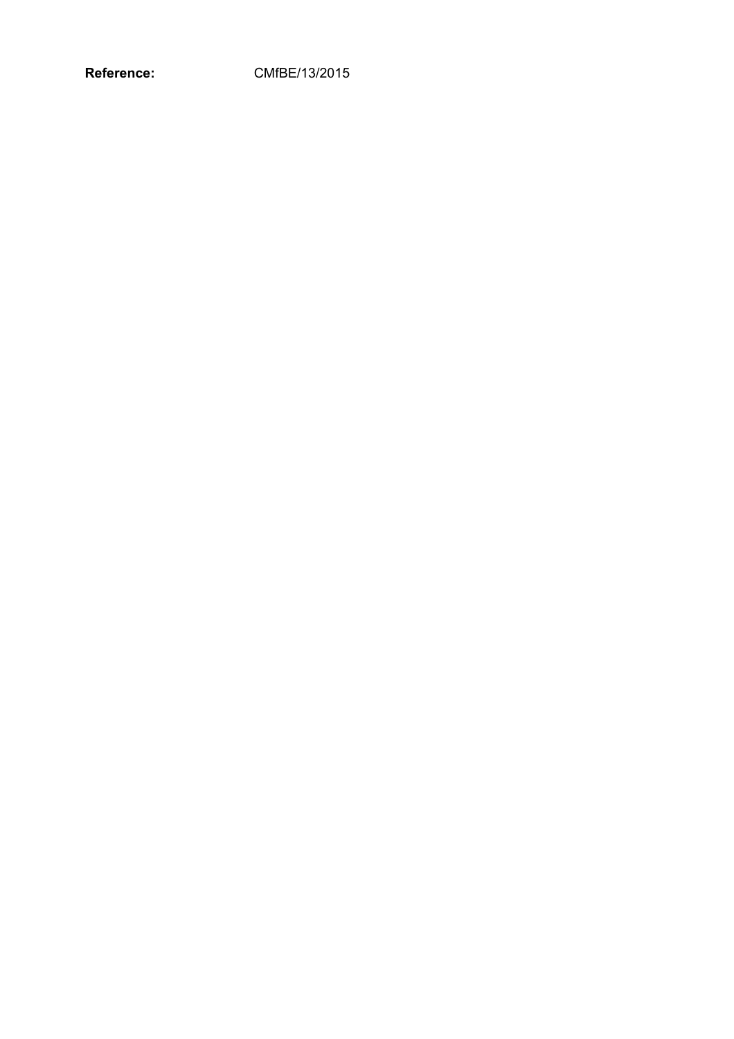**Reference:** CMfBE/13/2015